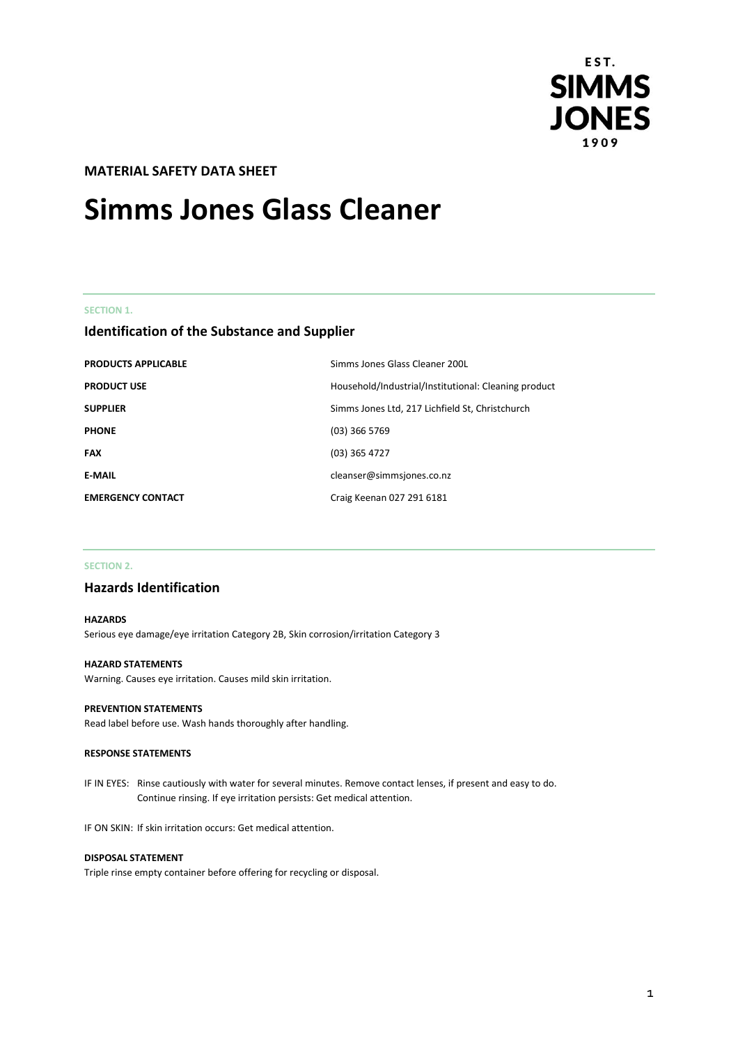**MATERIAL SAFETY DATA SHEET**

# Simms Jones Glass Cleaner

SECTION 1.

## Identification of the Substance and Supplier

| | |
|---|---|
| **PRODUCTS APPLICABLE** | Simms Jones Glass Cleaner 200L |
| **PRODUCT USE** | Household/Industrial/Institutional: Cleaning product |
| **SUPPLIER** | Simms Jones Ltd, 217 Lichfield St, Christchurch |
| **PHONE** | (03) 366 5769 |
| **FAX** | (03) 365 4727 |
| **E-MAIL** | cleanser@simmsjones.co.nz |
| **EMERGENCY CONTACT** | Craig Keenan 027 291 6181 |

SECTION 2.

## Hazards Identification

**HAZARDS**
Serious eye damage/eye irritation Category 2B, Skin corrosion/irritation Category 3

**HAZARD STATEMENTS**
Warning. Causes eye irritation. Causes mild skin irritation.

**PREVENTION STATEMENTS**
Read label before use. Wash hands thoroughly after handling.

**RESPONSE STATEMENTS**

IF IN EYES: Rinse cautiously with water for several minutes. Remove contact lenses, if present and easy to do. Continue rinsing. If eye irritation persists: Get medical attention.

IF ON SKIN: If skin irritation occurs: Get medical attention.

**DISPOSAL STATEMENT**
Triple rinse empty container before offering for recycling or disposal.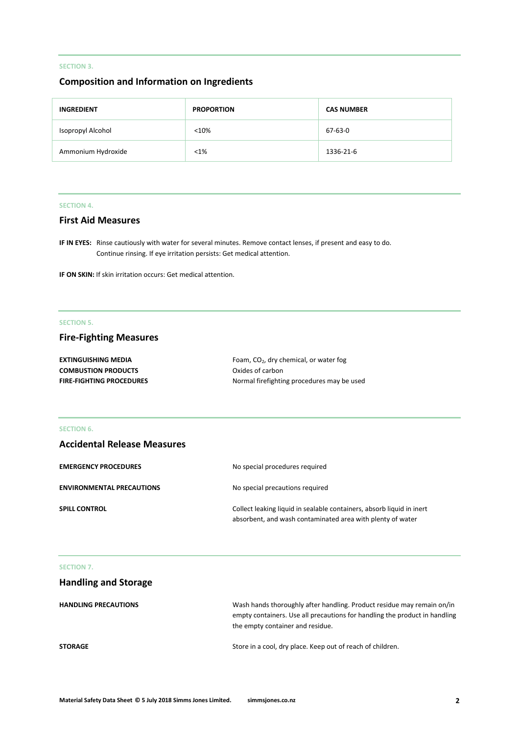SECTION 3.

## Composition and Information on Ingredients

| INGREDIENT | PROPORTION | CAS NUMBER |
|---|---|---|
| Isopropyl Alcohol | <10% | 67-63-0 |
| Ammonium Hydroxide | <1% | 1336-21-6 |

SECTION 4.

## First Aid Measures

**IF IN EYES:** Rinse cautiously with water for several minutes. Remove contact lenses, if present and easy to do. Continue rinsing. If eye irritation persists: Get medical attention.

**IF ON SKIN:** If skin irritation occurs: Get medical attention.

SECTION 5.

## Fire-Fighting Measures

**EXTINGUISHING MEDIA** Foam, $CO_2$, dry chemical, or water fog

**COMBUSTION PRODUCTS** Oxides of carbon

**FIRE-FIGHTING PROCEDURES** Normal firefighting procedures may be used

SECTION 6.

## Accidental Release Measures

**EMERGENCY PROCEDURES** No special procedures required

**ENVIRONMENTAL PRECAUTIONS** No special precautions required

**SPILL CONTROL** Collect leaking liquid in sealable containers, absorb liquid in inert absorbent, and wash contaminated area with plenty of water

SECTION 7.

## Handling and Storage

**HANDLING PRECAUTIONS** Wash hands thoroughly after handling. Product residue may remain on/in empty containers. Use all precautions for handling the product in handling the empty container and residue.

**STORAGE** Store in a cool, dry place. Keep out of reach of children.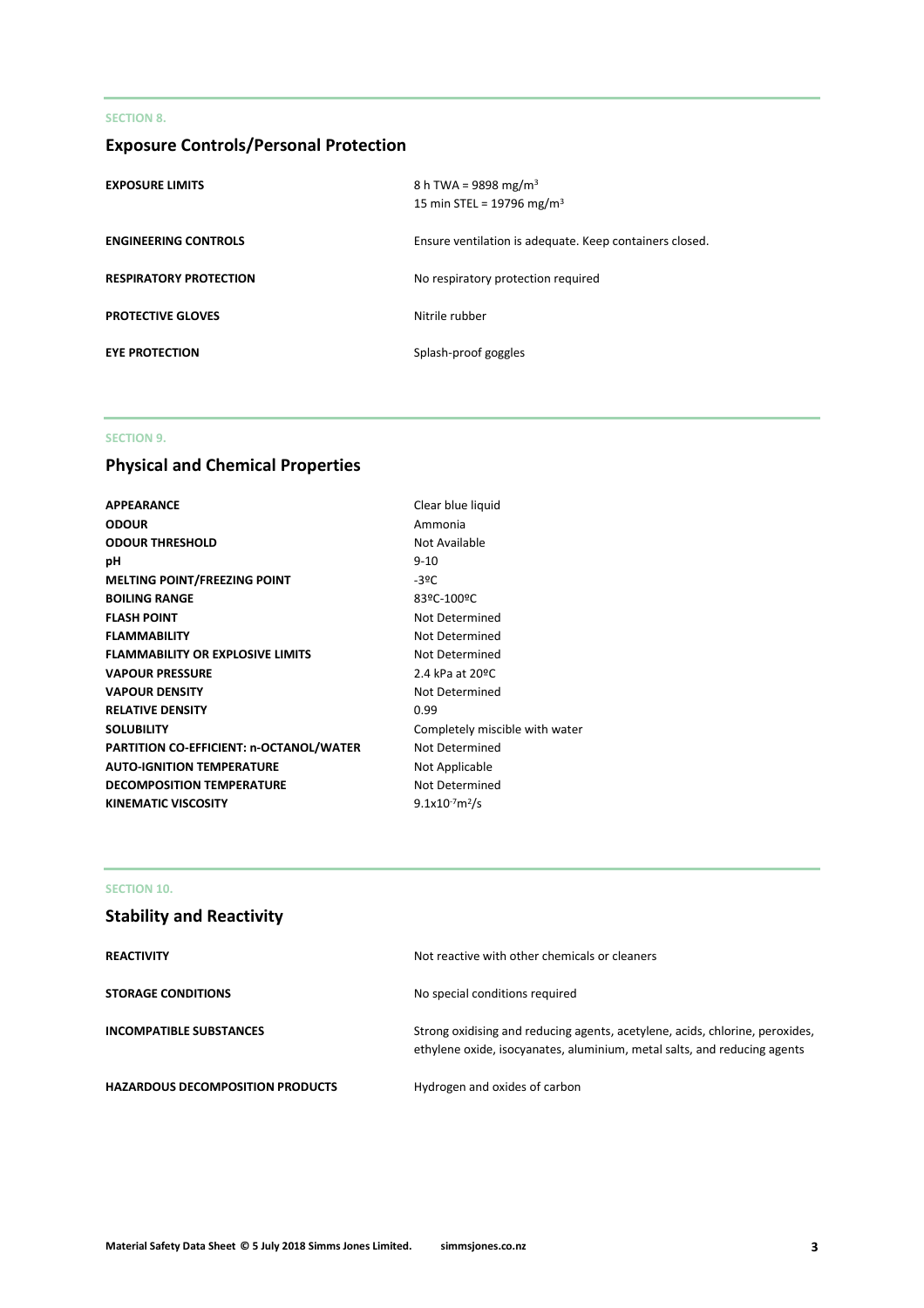SECTION 8.

## Exposure Controls/Personal Protection

| | |
|---|---|
| **EXPOSURE LIMITS** | 8 h TWA = 9898 mg/m$^3$<br>15 min STEL = 19796 mg/m$^3$ |
| **ENGINEERING CONTROLS** | Ensure ventilation is adequate. Keep containers closed. |
| **RESPIRATORY PROTECTION** | No respiratory protection required |
| **PROTECTIVE GLOVES** | Nitrile rubber |
| **EYE PROTECTION** | Splash-proof goggles |

SECTION 9.

## Physical and Chemical Properties

| | |
|---|---|
| **APPEARANCE** | Clear blue liquid |
| **ODOUR** | Ammonia |
| **ODOUR THRESHOLD** | Not Available |
| **pH** | 9-10 |
| **MELTING POINT/FREEZING POINT** | -3ºC |
| **BOILING RANGE** | 83ºC-100ºC |
| **FLASH POINT** | Not Determined |
| **FLAMMABILITY** | Not Determined |
| **FLAMMABILITY OR EXPLOSIVE LIMITS** | Not Determined |
| **VAPOUR PRESSURE** | 2.4 kPa at 20ºC |
| **VAPOUR DENSITY** | Not Determined |
| **RELATIVE DENSITY** | 0.99 |
| **SOLUBILITY** | Completely miscible with water |
| **PARTITION CO-EFFICIENT: n-OCTANOL/WATER** | Not Determined |
| **AUTO-IGNITION TEMPERATURE** | Not Applicable |
| **DECOMPOSITION TEMPERATURE** | Not Determined |
| **KINEMATIC VISCOSITY** | $9.1x10^{-7}m^2/s$ |

SECTION 10.

## Stability and Reactivity

| | |
|---|---|
| **REACTIVITY** | Not reactive with other chemicals or cleaners |
| **STORAGE CONDITIONS** | No special conditions required |
| **INCOMPATIBLE SUBSTANCES** | Strong oxidising and reducing agents, acetylene, acids, chlorine, peroxides, ethylene oxide, isocyanates, aluminium, metal salts, and reducing agents |
| **HAZARDOUS DECOMPOSITION PRODUCTS** | Hydrogen and oxides of carbon |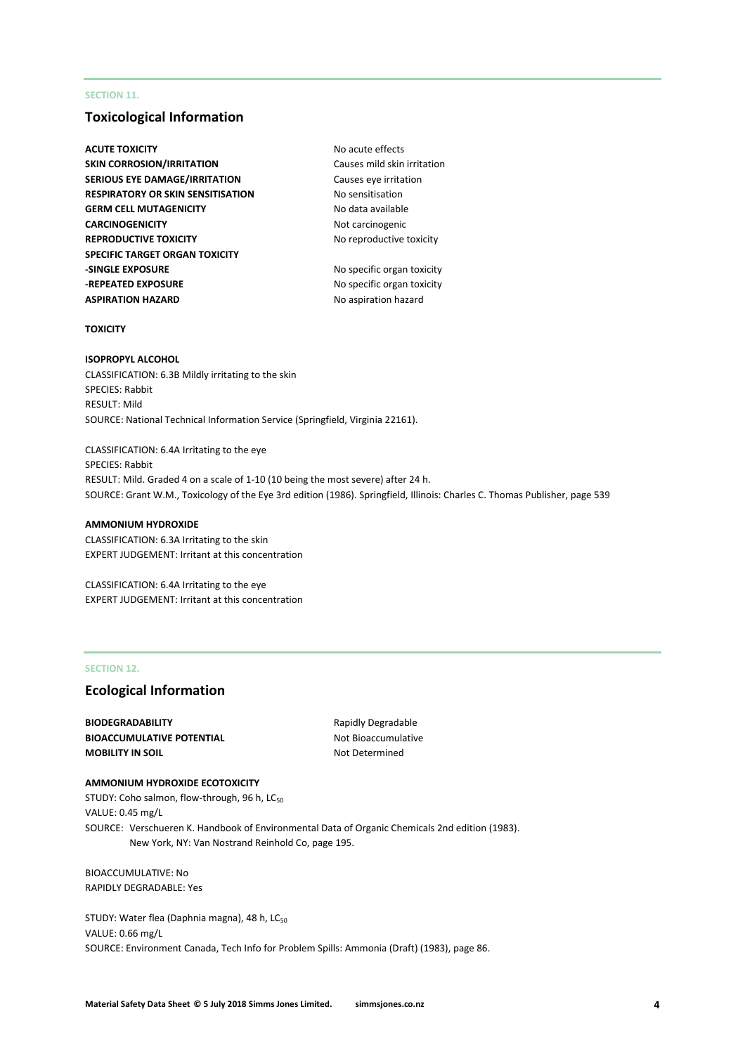SECTION 11.

## Toxicological Information

| | |
|---|---|
| **ACUTE TOXICITY** | No acute effects |
| **SKIN CORROSION/IRRITATION** | Causes mild skin irritation |
| **SERIOUS EYE DAMAGE/IRRITATION** | Causes eye irritation |
| **RESPIRATORY OR SKIN SENSITISATION** | No sensitisation |
| **GERM CELL MUTAGENICITY** | No data available |
| **CARCINOGENICITY** | Not carcinogenic |
| **REPRODUCTIVE TOXICITY** | No reproductive toxicity |
| **SPECIFIC TARGET ORGAN TOXICITY** | |
| **-SINGLE EXPOSURE** | No specific organ toxicity |
| **-REPEATED EXPOSURE** | No specific organ toxicity |
| **ASPIRATION HAZARD** | No aspiration hazard |

**TOXICITY**

**ISOPROPYL ALCOHOL**

CLASSIFICATION: 6.3B Mildly irritating to the skin
SPECIES: Rabbit
RESULT: Mild
SOURCE: National Technical Information Service (Springfield, Virginia 22161).

CLASSIFICATION: 6.4A Irritating to the eye
SPECIES: Rabbit
RESULT: Mild. Graded 4 on a scale of 1-10 (10 being the most severe) after 24 h.
SOURCE: Grant W.M., Toxicology of the Eye 3rd edition (1986). Springfield, Illinois: Charles C. Thomas Publisher, page 539

**AMMONIUM HYDROXIDE**

CLASSIFICATION: 6.3A Irritating to the skin
EXPERT JUDGEMENT: Irritant at this concentration

CLASSIFICATION: 6.4A Irritating to the eye
EXPERT JUDGEMENT: Irritant at this concentration

SECTION 12.

## Ecological Information

| | |
|---|---|
| **BIODEGRADABILITY** | Rapidly Degradable |
| **BIOACCUMULATIVE POTENTIAL** | Not Bioaccumulative |
| **MOBILITY IN SOIL** | Not Determined |

**AMMONIUM HYDROXIDE ECOTOXICITY**

STUDY: Coho salmon, flow-through, 96 h, $LC_{50}$
VALUE: 0.45 mg/L
SOURCE: Verschueren K. Handbook of Environmental Data of Organic Chemicals 2nd edition (1983). New York, NY: Van Nostrand Reinhold Co, page 195.

BIOACCUMULATIVE: No
RAPIDLY DEGRADABLE: Yes

STUDY: Water flea (Daphnia magna), 48 h, $LC_{50}$
VALUE: 0.66 mg/L
SOURCE: Environment Canada, Tech Info for Problem Spills: Ammonia (Draft) (1983), page 86.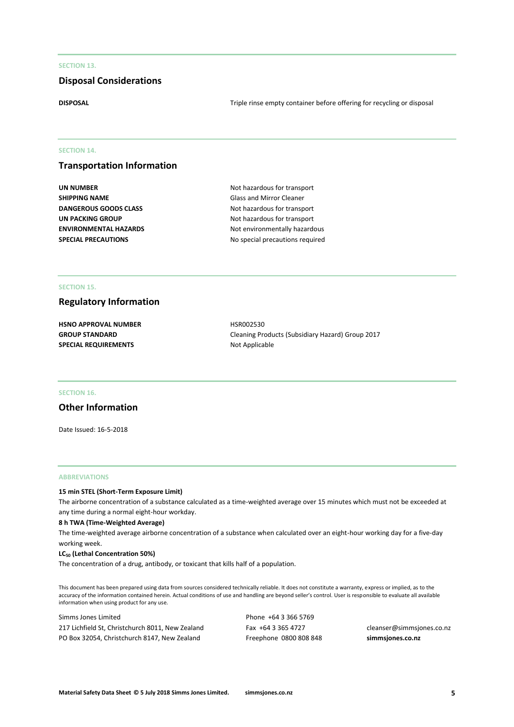SECTION 13.

## Disposal Considerations

| | |
|---|---|
| **DISPOSAL** | Triple rinse empty container before offering for recycling or disposal |

SECTION 14.

## Transportation Information

| | |
|---|---|
| **UN NUMBER** | Not hazardous for transport |
| **SHIPPING NAME** | Glass and Mirror Cleaner |
| **DANGEROUS GOODS CLASS** | Not hazardous for transport |
| **UN PACKING GROUP** | Not hazardous for transport |
| **ENVIRONMENTAL HAZARDS** | Not environmentally hazardous |
| **SPECIAL PRECAUTIONS** | No special precautions required |

SECTION 15.

## Regulatory Information

| | |
|---|---|
| **HSNO APPROVAL NUMBER** | HSR002530 |
| **GROUP STANDARD** | Cleaning Products (Subsidiary Hazard) Group 2017 |
| **SPECIAL REQUIREMENTS** | Not Applicable |

SECTION 16.

## Other Information

Date Issued: 16-5-2018

ABBREVIATIONS

**15 min STEL (Short-Term Exposure Limit)**

The airborne concentration of a substance calculated as a time-weighted average over 15 minutes which must not be exceeded at any time during a normal eight-hour workday.

**8 h TWA (Time-Weighted Average)**

The time-weighted average airborne concentration of a substance when calculated over an eight-hour working day for a five-day working week.

**$LC_{50}$ (Lethal Concentration 50%)**

The concentration of a drug, antibody, or toxicant that kills half of a population.

This document has been prepared using data from sources considered technically reliable. It does not constitute a warranty, express or implied, as to the accuracy of the information contained herein. Actual conditions of use and handling are beyond seller's control. User is responsible to evaluate all available information when using product for any use.

Simms Jones Limited
217 Lichfield St, Christchurch 8011, New Zealand
PO Box 32054, Christchurch 8147, New Zealand

Phone +64 3 366 5769
Fax +64 3 365 4727
Freephone 0800 808 848

cleanser@simmsjones.co.nz
**simmsjones.co.nz**